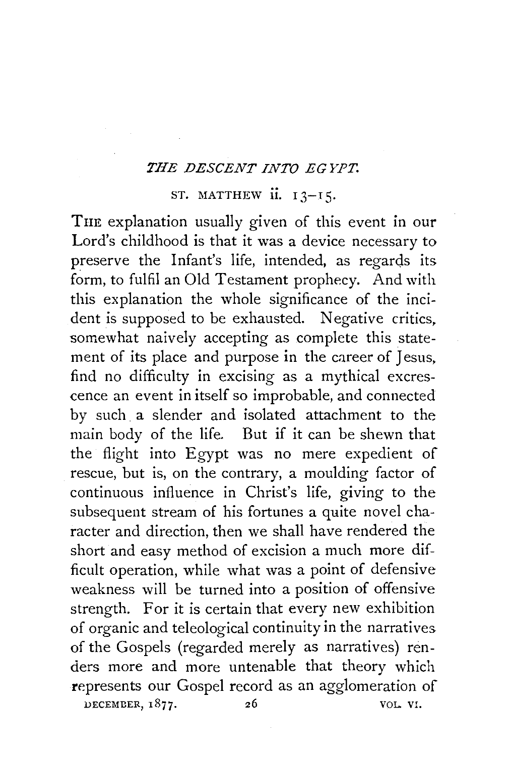# *THE DESCENT INTO EGYPT.*

ST. MATTHEW ii. 13–15.

THE explanation usually given of this event in our Lord's childhood is that it was a device necessary to preserve the Infant's life, intended, as regards its form, to fulfil an Old Testament prophecy. And with this explanation the whole significance of the incident is supposed to be exhausted. Negative critics, somewhat naively accepting as complete this statement of its place and purpose in the career of Jesus, find no difficulty in excising as a mythical excrescence an event in itself so improbable, and connected by such a slender and isolated attachment to the main body of the life. But if it can be shewn that the flight into Egypt was no mere expedient of rescue, but is, on the contrary, a moulding factor of continuous influence in Christ's life, giving to the subsequent stream of his fortunes a quite novel character and direction, then we shall have rendered the short and easy method of excision a much more difficult operation, while what was a point of defensive weakness will be turned into a position of offensive strength. For it is certain that every new exhibition of organic and teleological continuity in the narratives of the Gospels (regarded merely as narratives) renders more and more untenable that theory which represents our Gospel record as an agglomeration of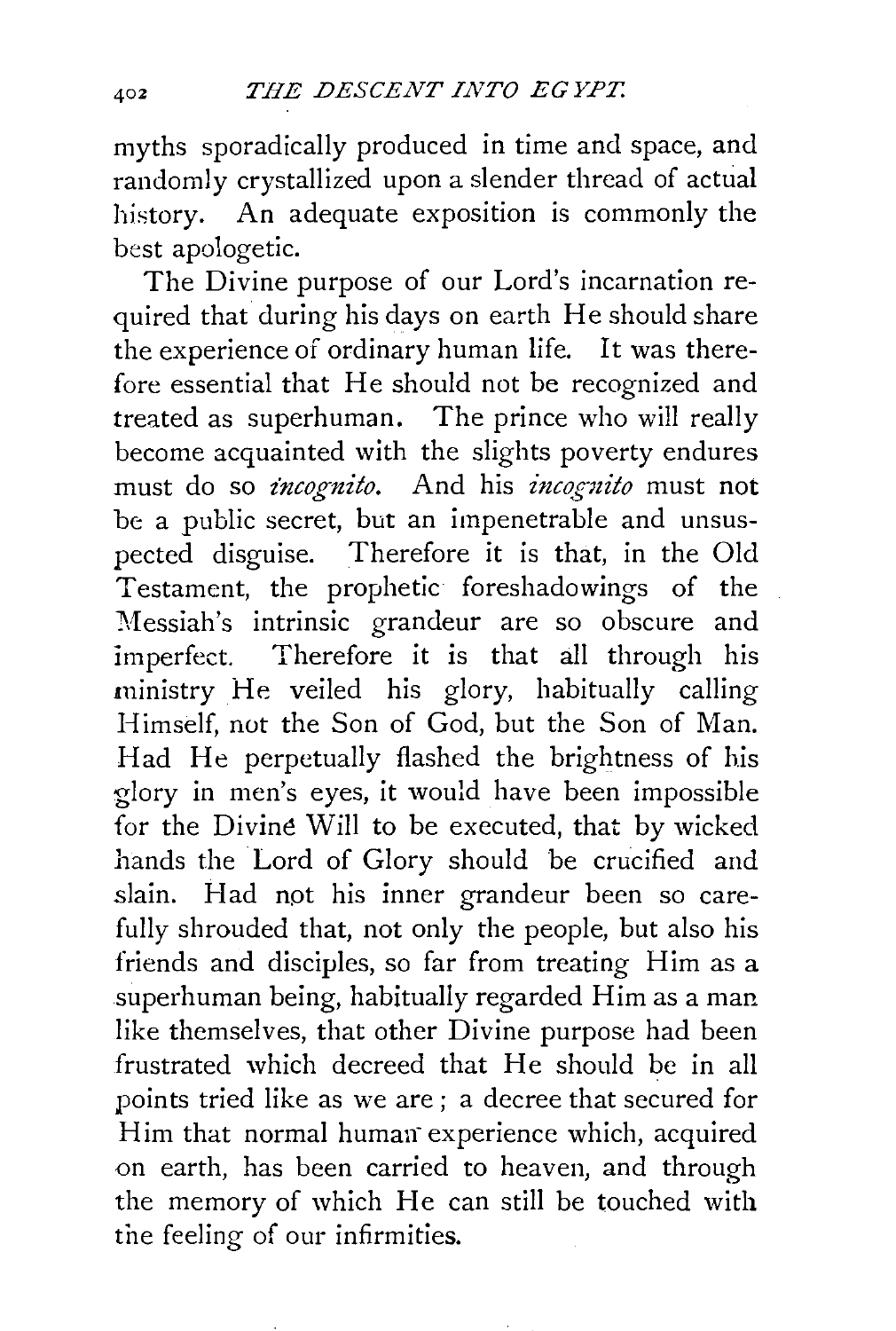myths sporadically produced in time and space, and randomly crystallized upon a slender thread of actual history. An adequate exposition is commonly the best apologetic.

The Divine purpose of our Lord's incarnation required that during his days on earth He should share the experience of ordinary human life. It was therefore essential that He should not be recognized and treated as superhuman. The prince who will really become acquainted with the slights poverty endures must do so *incognito*. And his *incognito* must not be a public secret, but an impenetrable and unsuspected disguise. Therefore it is that, in the Old Testament, the prophetic foreshadowings of the Messiah's intrinsic grandeur are so obscure and imperfect. Therefore it is that all through his ministry He veiled his glory, habitually calling Himself, not the Son of God, but the Son of Man. Had He perpetually flashed the brightness of his glory in men's eyes, it would have been impossible for the Divine Will to be executed, that by wicked hands the Lord of Glory should be crucified and slain. Had not his inner grandeur been so carefully shrouded that, not only the people, but also his friends and disciples, so far from treating Him as a superhuman being, habitually regarded Him as a man like themselves, that other Divine purpose had been frustrated which decreed that He should be in all points tried like as we are; a decree that secured for Him that normal human experience which, acquired on earth, has been carried to heaven, and through the memory of which He can still be touched with the feeling of our infirmities.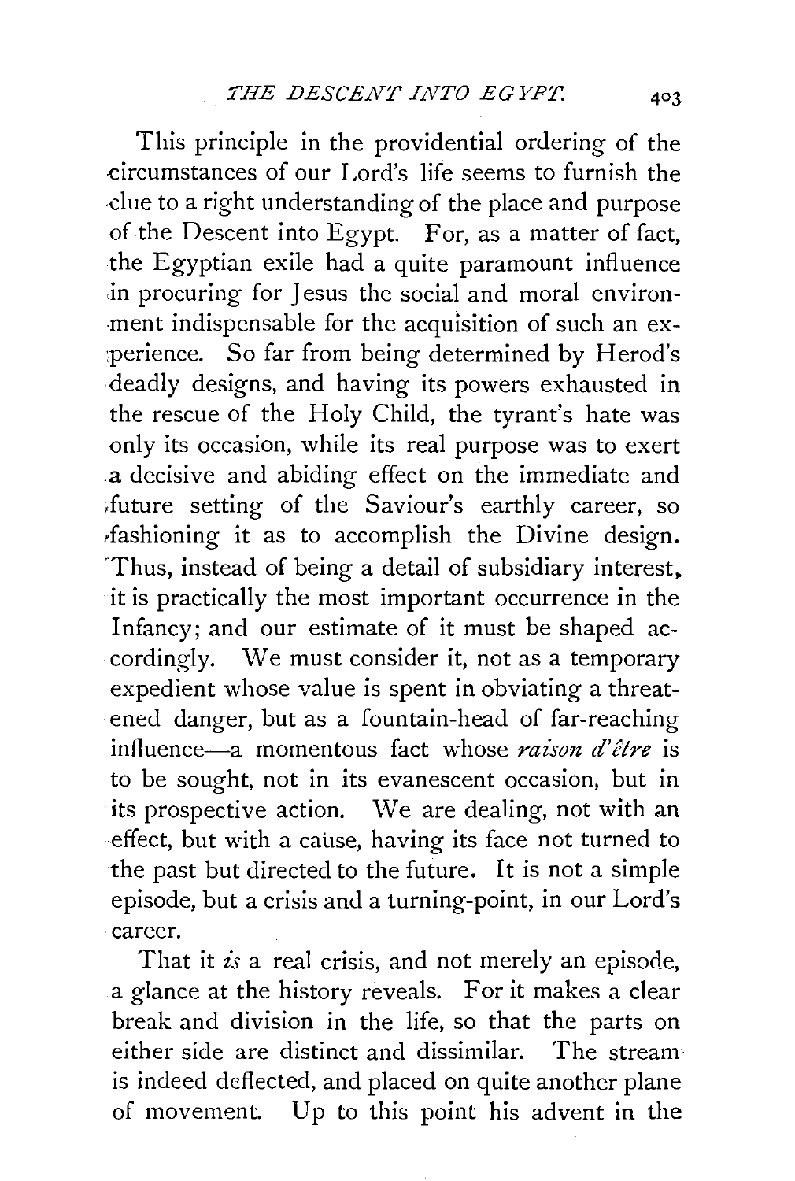This principle in the providential ordering of the circumstances of our Lord's life seems to furnish the clue to a right understanding of the place and purpose of the Descent into Egypt. For, as a matter of fact, the Egyptian exile had a quite paramount influence in procuring for Jesus the social and moral environment indispensable for the acquisition of such an experience. So far from being determined by Herod's deadly designs, and having its powers exhausted in the rescue of the Holy Child, the tyrant's hate was only its occasion, while its real purpose was to exert a decisive and abiding effect on the immediate and future setting of the Saviour's earthly career, so fashioning it as to accomplish the Divine design. Thus, instead of being a detail of subsidiary interest, it is practically the most important occurrence in the Infancy; and our estimate of it must be shaped accordingly. We must consider it, not as a temporary expedient whose value is spent in obviating a threatened danger, but as a fountain-head of far-reaching influence—a momentous fact whose *raison d'être* is to be sought, not in its evanescent occasion, but in its prospective action. We are dealing, not with an effect, but with a cause, having its face not turned to the past but directed to the future. It is not a simple episode, but a crisis and a turning-point, in our Lord's career.

That it *is* a real crisis, and not merely an episode, a glance at the history reveals. For it makes a clear break and division in the life, so that the parts on either side are distinct and dissimilar. The stream is indeed deflected, and placed on quite another plane of movement. Up to this point his advent in the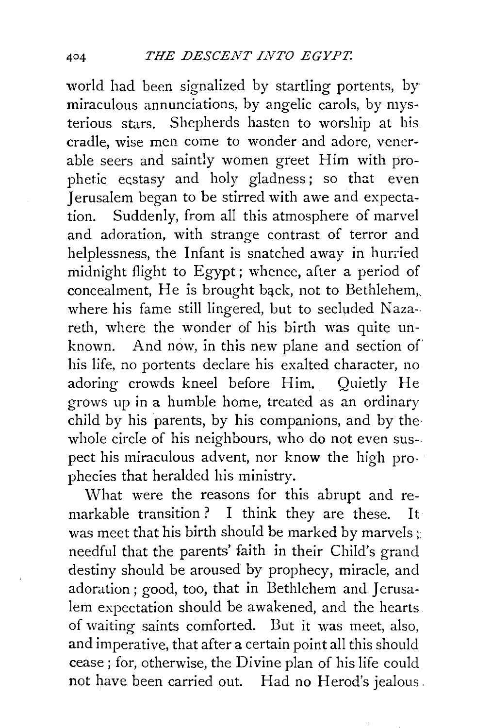world had been signalized by startling portents, by miraculous annunciations, by angelic carols, by mysterious stars. Shepherds hasten to worship at his cradle, wise men come to wonder and adore, venerable seers and saintly women greet Him with prophetic ecstasy and holy gladness; so that even Jerusalem began to be stirred with awe and expectation. Suddenly, from all this atmosphere of marvel and adoration, with strange contrast of terror and helplessness, the Infant is snatched away in hurried midnight flight to Egypt; whence, after a period of concealment, He is brought back, not to Bethlehem, where his fame still lingered, but to secluded Nazareth, where the wonder of his birth was quite unknown. And now, in this new plane and section of his life, no portents declare his exalted character, no adoring crowds kneel before Him. Quietly He grows up in a humble home, treated as an ordinary child by his parents, by his companions, and by the whole circle of his neighbours, who do not even suspect his miraculous advent, nor know the high prophecies that heralded his ministry.

What were the reasons for this abrupt and remarkable transition? I think they are these. It was meet that his birth should be marked by marvels; needful that the parents' faith in their Child's grand destiny should be aroused by prophecy, miracle, and adoration; good, too, that in Bethlehem and Jerusalem expectation should be awakened, and the hearts of waiting saints comforted. But it was meet, also, and imperative, that after a certain point all this should cease; for, otherwise, the Divine plan of his life could not have been carried out. Had no Herod's jealous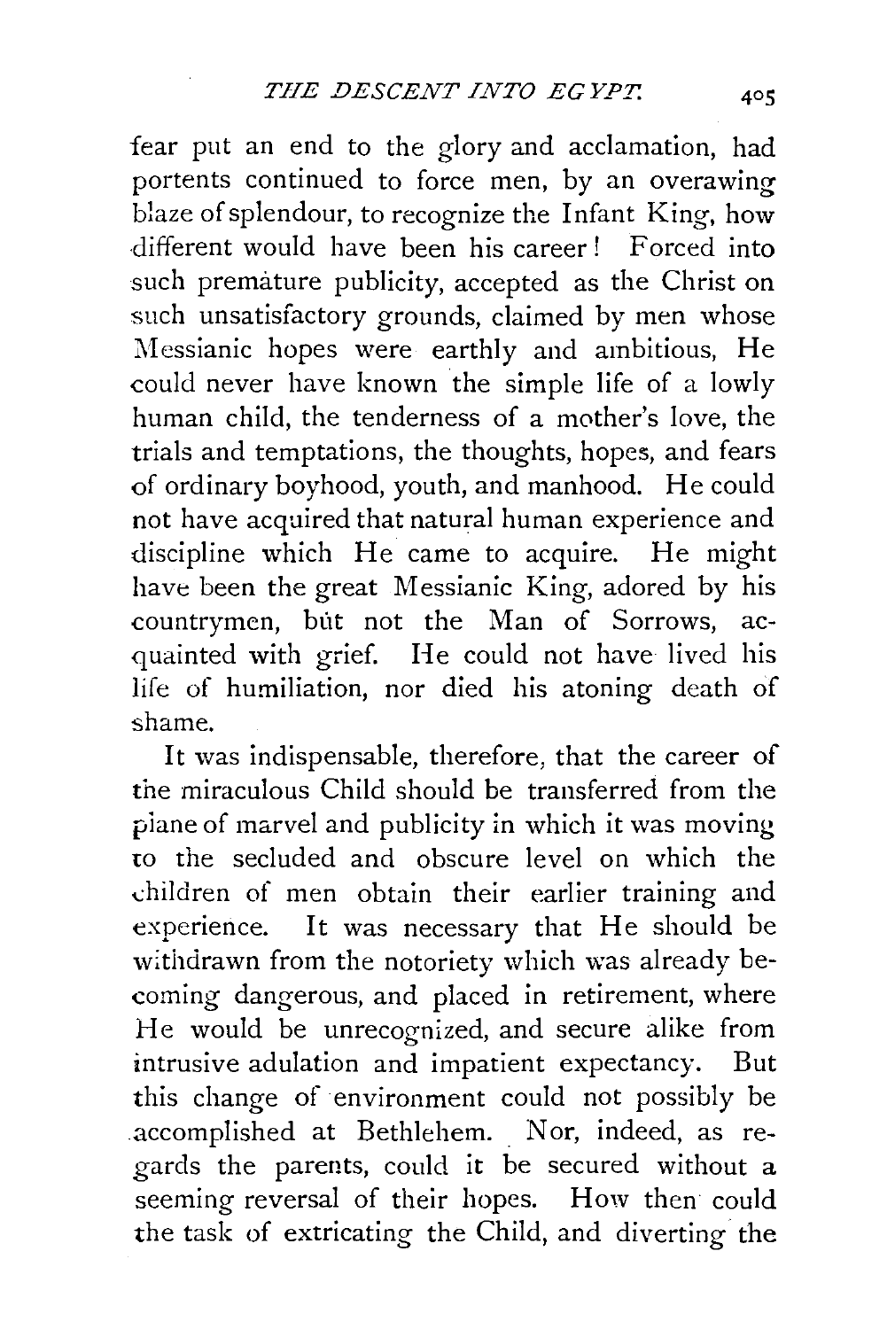fear put an end to the glory and acclamation, had portents continued to force men, by an overawing blaze of splendour, to recognize the Infant King, how different would have been his career! Forced into such premature publicity, accepted as the Christ on such unsatisfactory grounds, claimed by men whose Messianic hopes were earthly and ambitious, He could never have known the simple life of a lowly human child, the tenderness of a mother's love, the trials and temptations, the thoughts, hopes, and fears of ordinary boyhood, youth, and manhood. He could not have acquired that natural human experience and discipline which He came to acquire. He might have been the great Messianic King, adored by his countrymen, but not the Man of Sorrows, acquainted with grief. He could not have lived his life of humiliation, nor died his atoning death of shame.

It was indispensable, therefore, that the career of the miraculous Child should be transferred from the plane of marvel and publicity in which it was moving to the secluded and obscure level on which the children of men obtain their earlier training and experience. It was necessary that He should be withdrawn from the notoriety which was already becoming dangerous, and placed in retirement, where He would be unrecognized, and secure alike from intrusive adulation and impatient expectancy. But this change of environment could not possibly be accomplished at Bethlehem. Nor, indeed, as regards the parents, could it be secured without a seeming reversal of their hopes. How then could the task of extricating the Child, and diverting the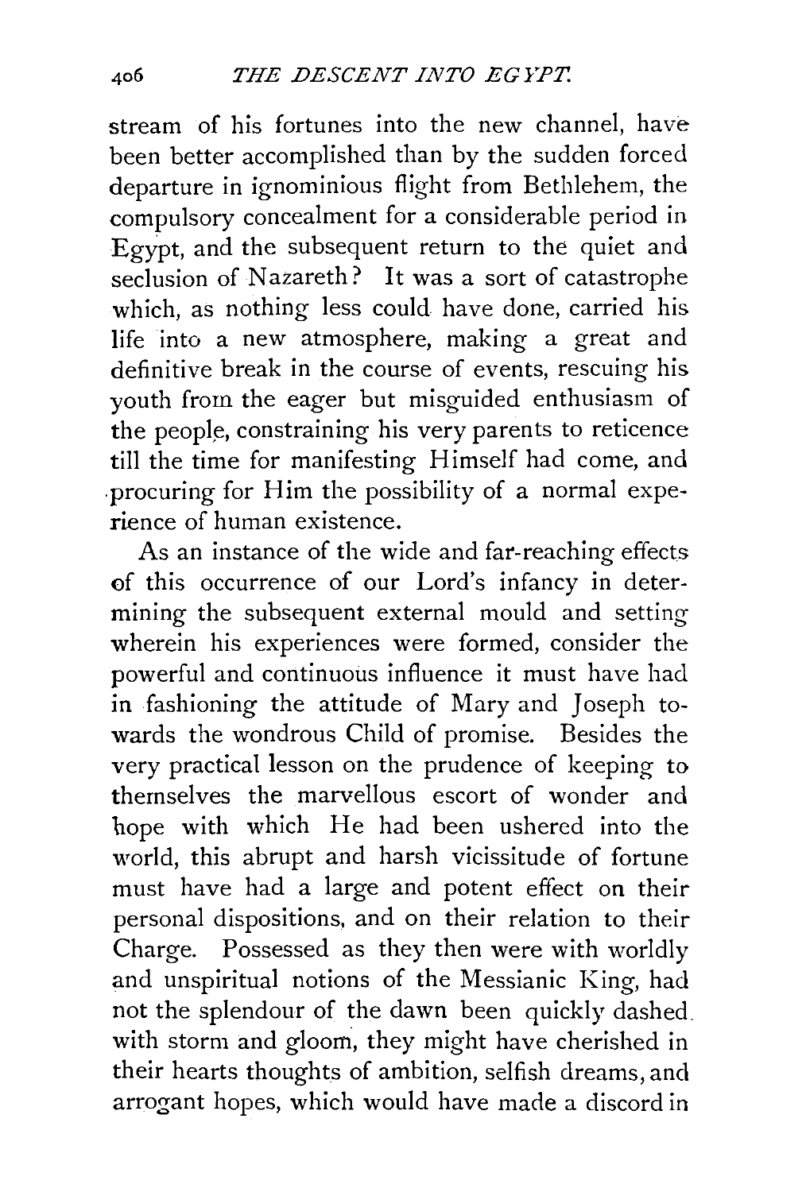stream of his fortunes into the new channel, have been better accomplished than by the sudden forced departure in ignominious flight from Bethlehem, the compulsory concealment for a considerable period in Egypt, and the subsequent return to the quiet and seclusion of Nazareth? It was a sort of catastrophe which, as nothing less could have done, carried his life into a new atmosphere, making a great and definitive break in the course of events, rescuing his youth from the eager but misguided enthusiasm of the people, constraining his very parents to reticence till the time for manifesting Himself had come, and procuring for Him the possibility of a normal experience of human existence.

As an instance of the wide and far-reaching effects of this occurrence of our Lord's infancy in determining the subsequent external mould and setting wherein his experiences were formed, consider the powerful and continuous influence it must have had in fashioning the attitude of Mary and Joseph towards the wondrous Child of promise. Besides the very practical lesson on the prudence of keeping to themselves the marvellous escort of wonder and hope with which He had been ushered into the world, this abrupt and harsh vicissitude of fortune must have had a large and potent effect on their personal dispositions, and on their relation to their Charge. Possessed as they then were with worldly and unspiritual notions of the Messianic King, had not the splendour of the dawn been quickly dashed with storm and gloom, they might have cherished in their hearts thoughts of ambition, selfish dreams, and arrogant hopes, which would have made a discord in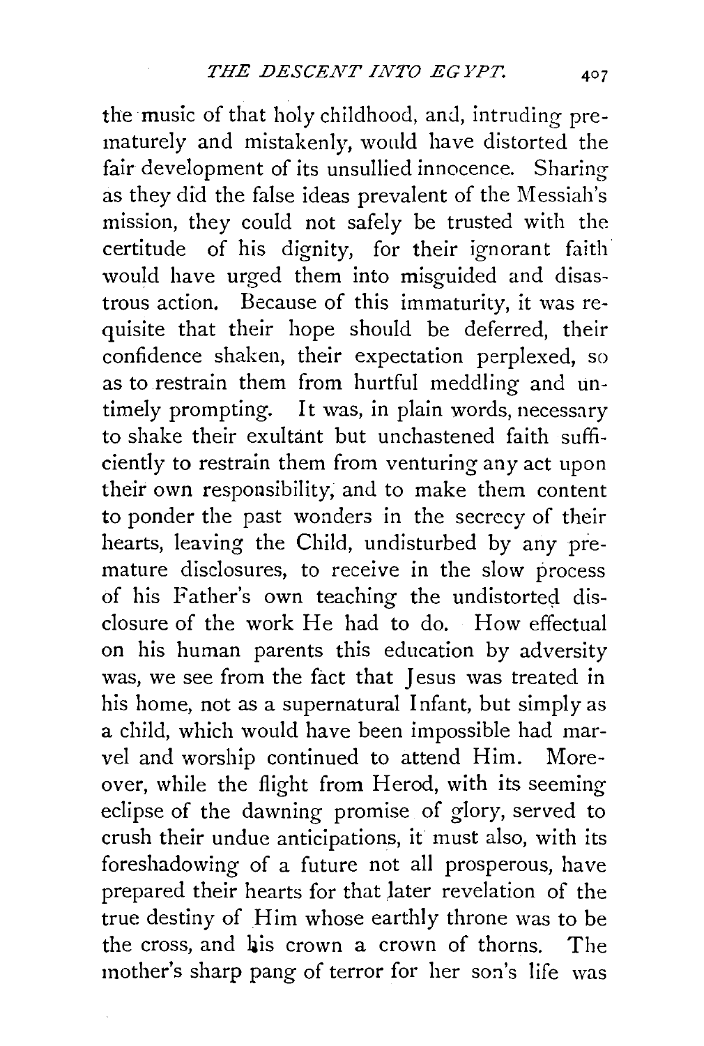the music of that holy childhood, and, intruding prematurely and mistakenly, would have distorted the fair development of its unsullied innocence. Sharing as they did the false ideas prevalent of the Messiah's mission, they could not safely be trusted with the certitude of his dignity, for their ignorant faith would have urged them into misguided and disastrous action. Because of this immaturity, it was requisite that their hope should be deferred, their confidence shaken, their expectation perplexed, so as to restrain them from hurtful meddling and untimely prompting. It was, in plain words, necessary to shake their exultant but unchastened faith sufficiently to restrain them from venturing any act upon their own responsibility, and to make them content to ponder the past wonders in the secrecy of their hearts, leaving the Child, undisturbed by any premature disclosures, to receive in the slow process of his Father's own teaching the undistorted disclosure of the work He had to do. How effectual on his human parents this education by adversity was, we see from the fact that Jesus was treated in his home, not as a supernatural Infant, but simply as a child, which would have been impossible had marvel and worship continued to attend Him. Moreover, while the flight from Herod, with its seeming eclipse of the dawning promise of glory, served to crush their undue anticipations, it must also, with its foreshadowing of a future not all prosperous, have prepared their hearts for that later revelation of the true destiny of Him whose earthly throne was to be the cross, and his crown a crown of thorns. The mother's sharp pang of terror for her son's life was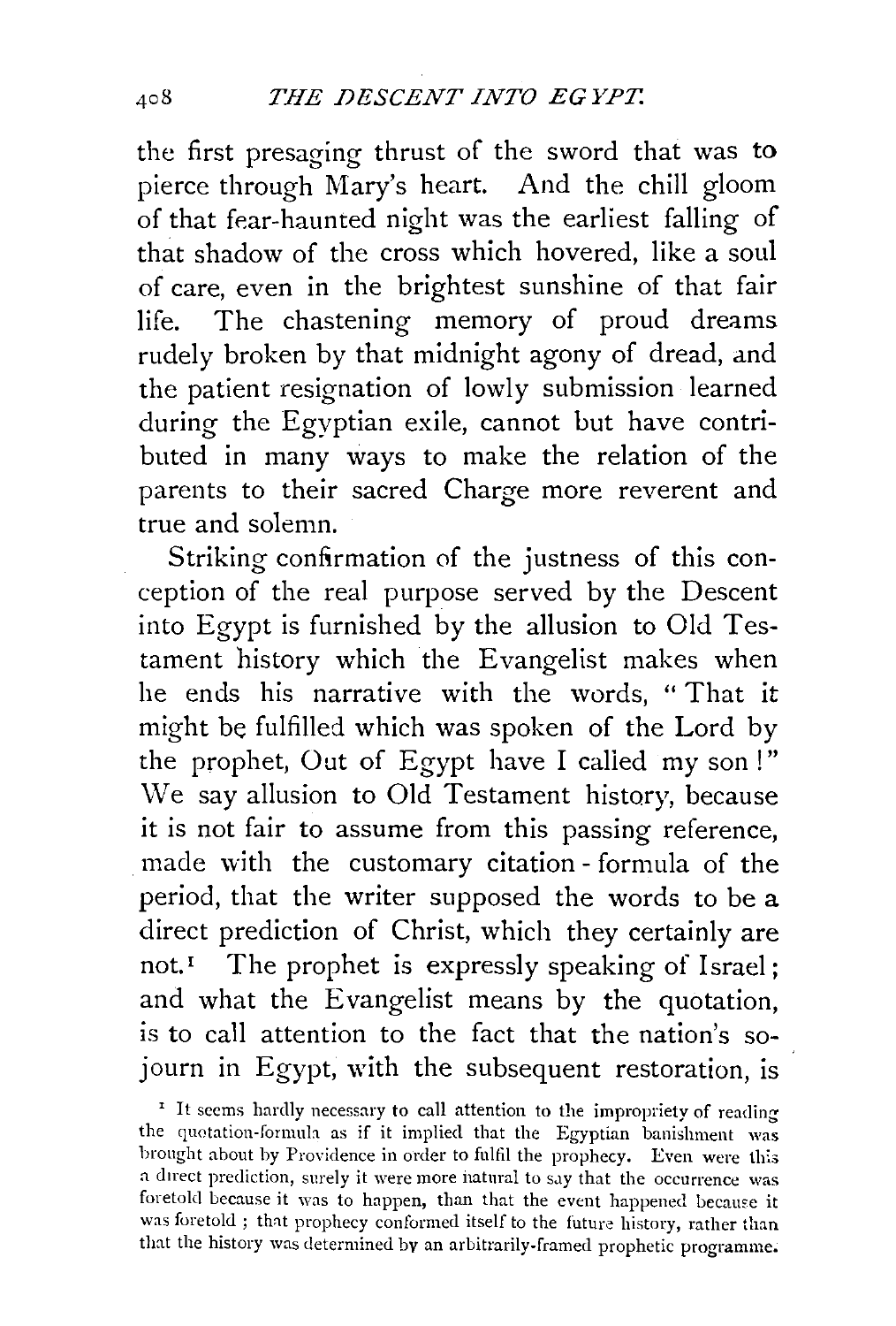the first presaging thrust of the sword that was to pierce through Mary's heart. And the chill gloom of that fear-haunted night was the earliest falling of that shadow of the cross which hovered, like a soul of care, even in the brightest sunshine of that fair life. The chastening memory of proud dreams rudely broken by that midnight agony of dread, and the patient resignation of lowly submission learned during the Egyptian exile, cannot but have contributed in many ways to make the relation of the parents to their sacred Charge more reverent and true and solemn.

Striking confirmation of the justness of this conception of the real purpose served by the Descent into Egypt is furnished by the allusion to Old Testament history which the Evangelist makes when he ends his narrative with the words, "That it might be fulfilled which was spoken of the Lord by the prophet, Out of Egypt have I called my son!" We say allusion to Old Testament history, because it is not fair to assume from this passing reference, made with the customary citation-formula of the period, that the writer supposed the words to be a direct prediction of Christ, which they certainly are not.[1] The prophet is expressly speaking of Israel; and what the Evangelist means by the quotation, is to call attention to the fact that the nation's sojourn in Egypt, with the subsequent restoration, is

[1] It seems hardly necessary to call attention to the impropriety of reading the quotation-formula as if it implied that the Egyptian banishment was brought about by Providence in order to fulfil the prophecy. Even were this a direct prediction, surely it were more natural to say that the occurrence was foretold because it was to happen, than that the event happened because it was foretold; that prophecy conformed itself to the future history, rather than that the history was determined by an arbitrarily-framed prophetic programme.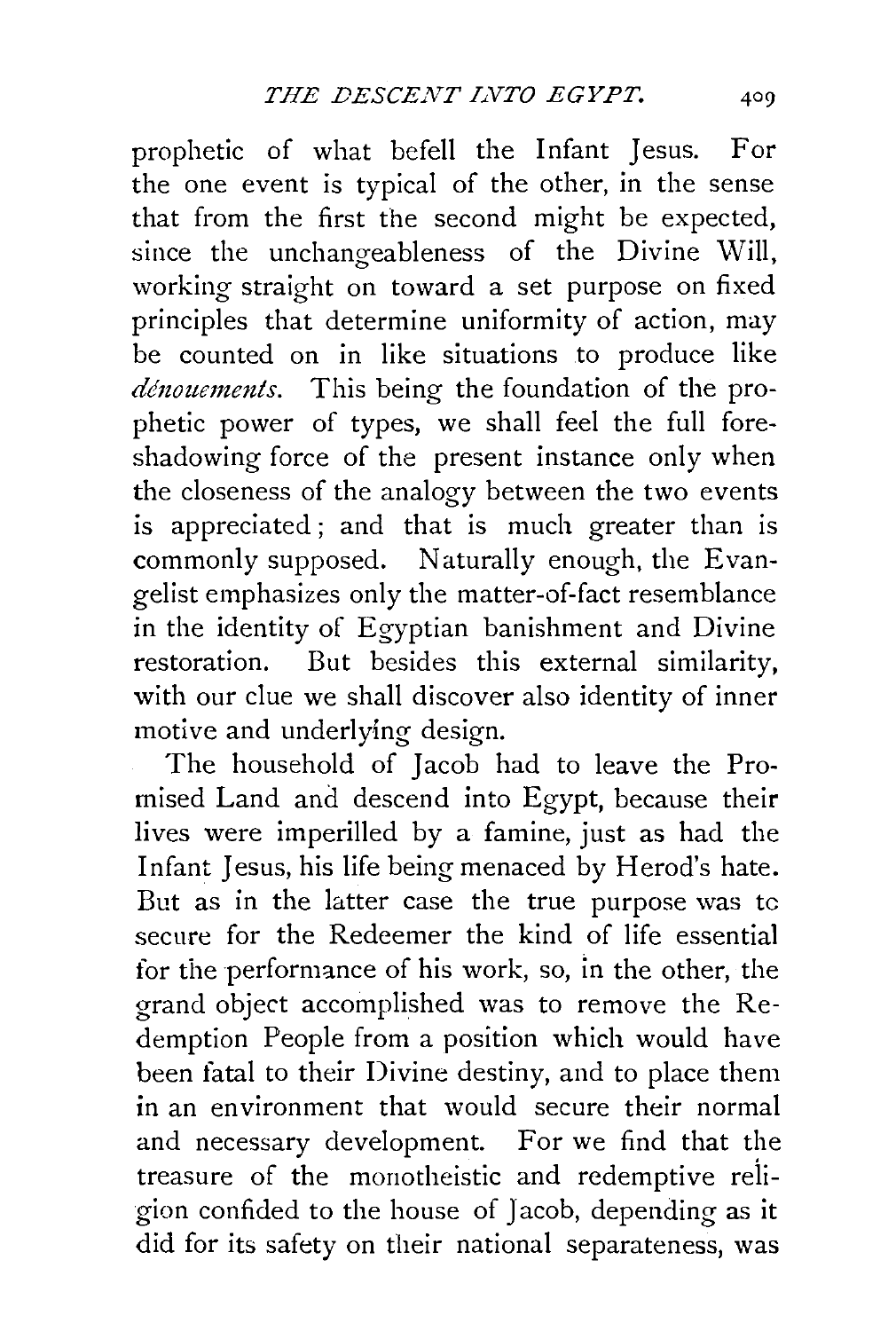prophetic of what befell the Infant Jesus. For the one event is typical of the other, in the sense that from the first the second might be expected, since the unchangeableness of the Divine Will, working straight on toward a set purpose on fixed principles that determine uniformity of action, may be counted on in like situations to produce like *dénouements*. This being the foundation of the prophetic power of types, we shall feel the full foreshadowing force of the present instance only when the closeness of the analogy between the two events is appreciated; and that is much greater than is commonly supposed. Naturally enough, the Evangelist emphasizes only the matter-of-fact resemblance in the identity of Egyptian banishment and Divine restoration. But besides this external similarity, with our clue we shall discover also identity of inner motive and underlying design.

The household of Jacob had to leave the Promised Land and descend into Egypt, because their lives were imperilled by a famine, just as had the Infant Jesus, his life being menaced by Herod's hate. But as in the latter case the true purpose was to secure for the Redeemer the kind of life essential for the performance of his work, so, in the other, the grand object accomplished was to remove the Redemption People from a position which would have been fatal to their Divine destiny, and to place them in an environment that would secure their normal and necessary development. For we find that the treasure of the monotheistic and redemptive religion confided to the house of Jacob, depending as it did for its safety on their national separateness, was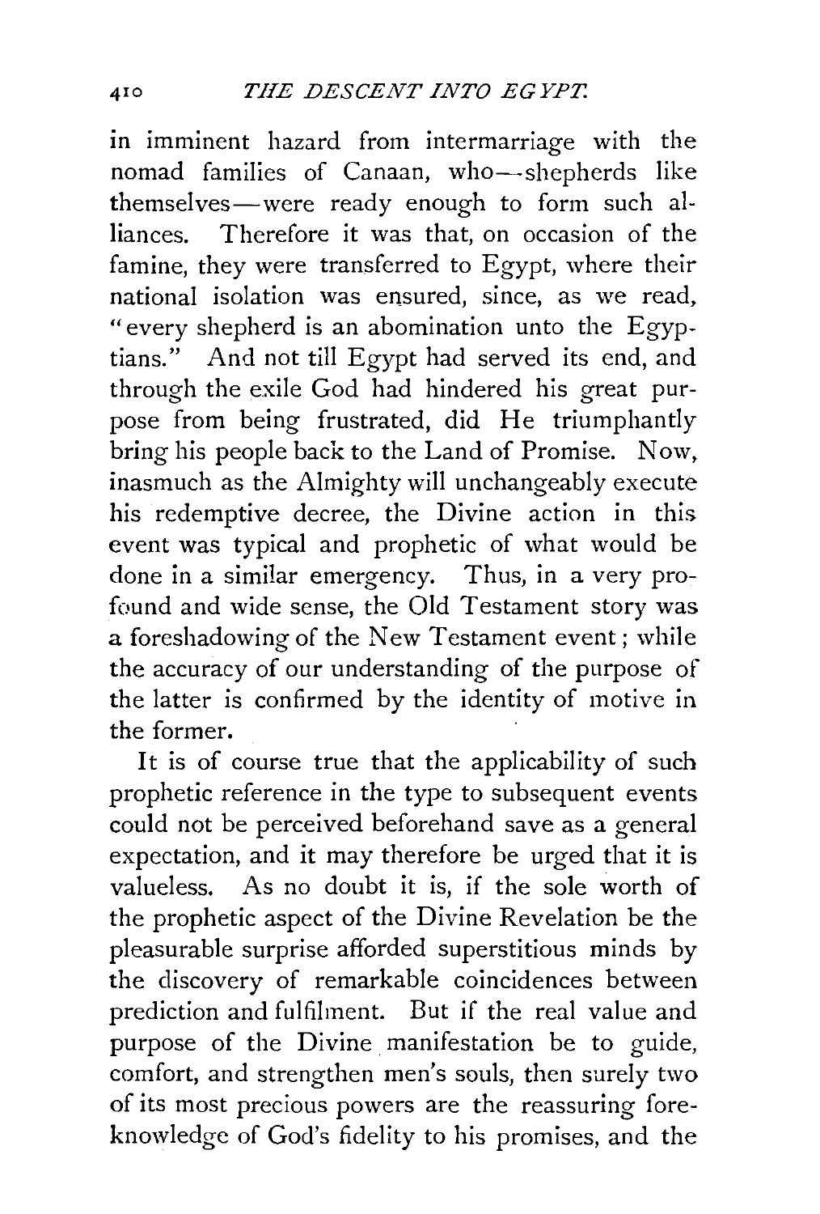in imminent hazard from intermarriage with the nomad families of Canaan, who—shepherds like themselves—were ready enough to form such alliances. Therefore it was that, on occasion of the famine, they were transferred to Egypt, where their national isolation was ensured, since, as we read, "every shepherd is an abomination unto the Egyptians." And not till Egypt had served its end, and through the exile God had hindered his great purpose from being frustrated, did He triumphantly bring his people back to the Land of Promise. Now, inasmuch as the Almighty will unchangeably execute his redemptive decree, the Divine action in this event was typical and prophetic of what would be done in a similar emergency. Thus, in a very profound and wide sense, the Old Testament story was a foreshadowing of the New Testament event; while the accuracy of our understanding of the purpose of the latter is confirmed by the identity of motive in the former.

It is of course true that the applicability of such prophetic reference in the type to subsequent events could not be perceived beforehand save as a general expectation, and it may therefore be urged that it is valueless. As no doubt it is, if the sole worth of the prophetic aspect of the Divine Revelation be the pleasurable surprise afforded superstitious minds by the discovery of remarkable coincidences between prediction and fulfilment. But if the real value and purpose of the Divine manifestation be to guide, comfort, and strengthen men's souls, then surely two of its most precious powers are the reassuring foreknowledge of God's fidelity to his promises, and the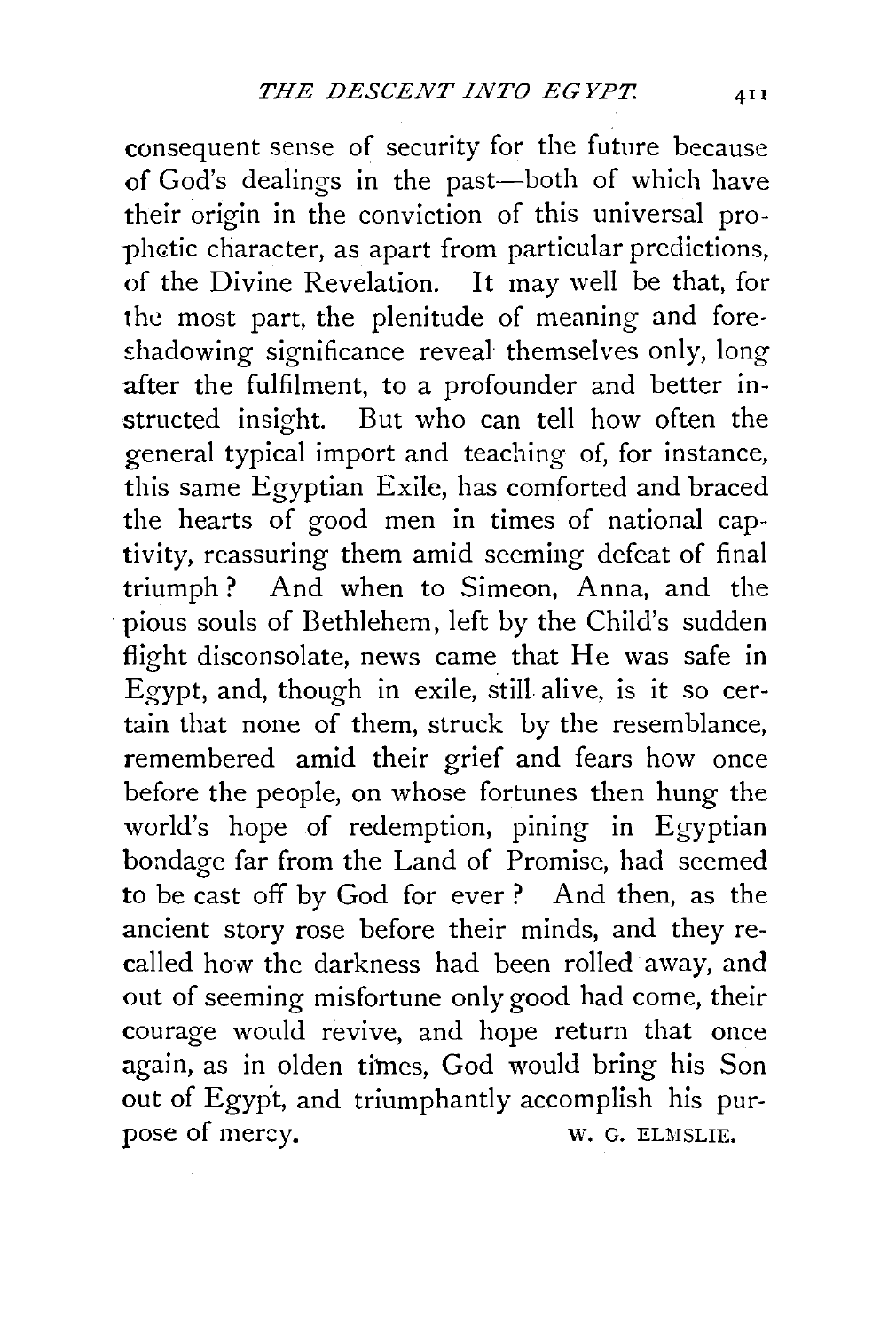consequent sense of security for the future because of God's dealings in the past—both of which have their origin in the conviction of this universal prophetic character, as apart from particular predictions, of the Divine Revelation. It may well be that, for the most part, the plenitude of meaning and foreshadowing significance reveal themselves only, long after the fulfilment, to a profounder and better instructed insight. But who can tell how often the general typical import and teaching of, for instance, this same Egyptian Exile, has comforted and braced the hearts of good men in times of national captivity, reassuring them amid seeming defeat of final triumph? And when to Simeon, Anna, and the pious souls of Bethlehem, left by the Child's sudden flight disconsolate, news came that He was safe in Egypt, and, though in exile, still alive, is it so certain that none of them, struck by the resemblance, remembered amid their grief and fears how once before the people, on whose fortunes then hung the world's hope of redemption, pining in Egyptian bondage far from the Land of Promise, had seemed to be cast off by God for ever? And then, as the ancient story rose before their minds, and they recalled how the darkness had been rolled away, and out of seeming misfortune only good had come, their courage would revive, and hope return that once again, as in olden times, God would bring his Son out of Egypt, and triumphantly accomplish his purpose of mercy.

W. G. ELMSLIE.